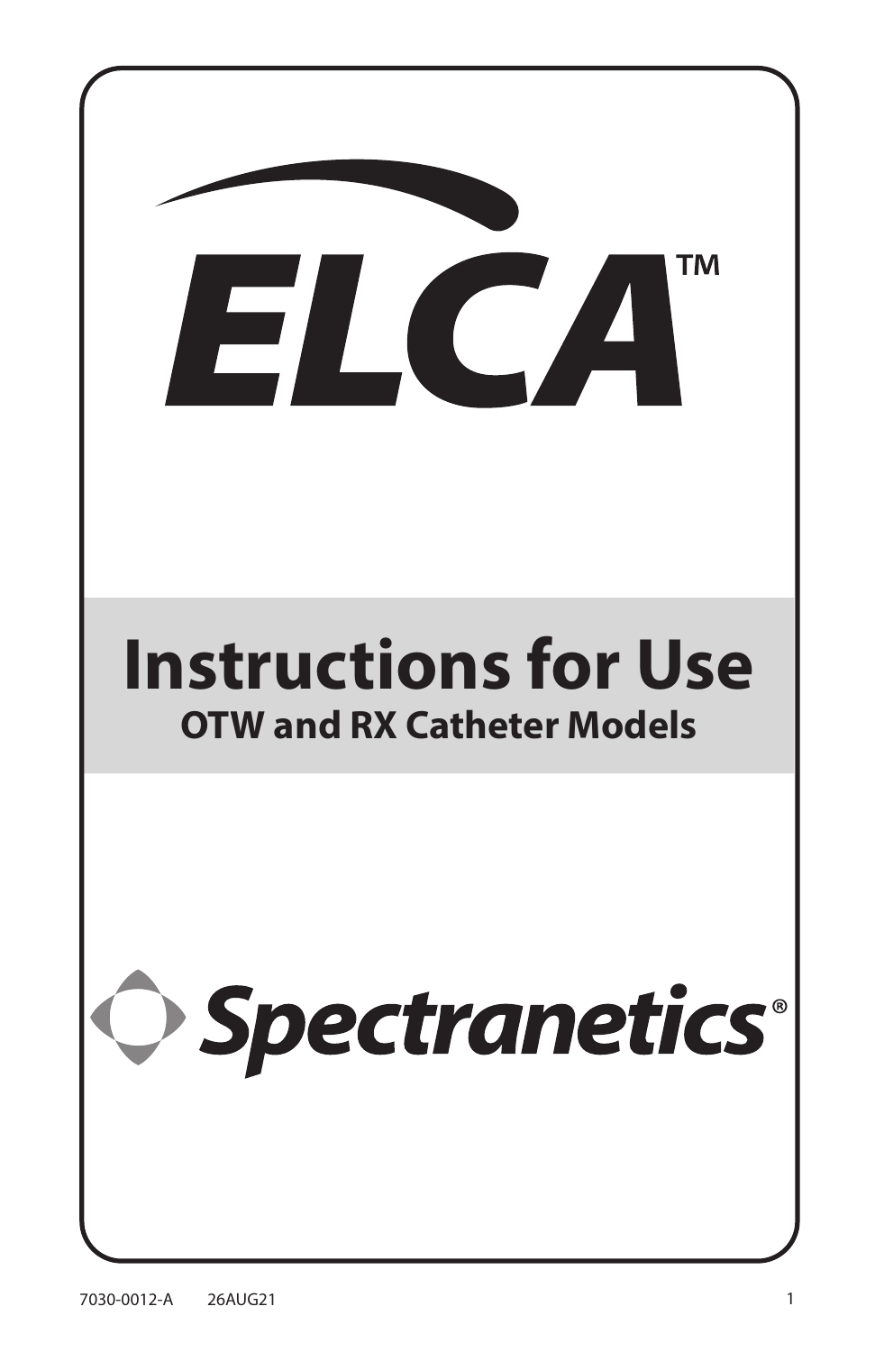# ELCA™

# Instructions for Use

## OTW and RX Catheter Models

Spectranetics®

7030-0012-A 26AUG21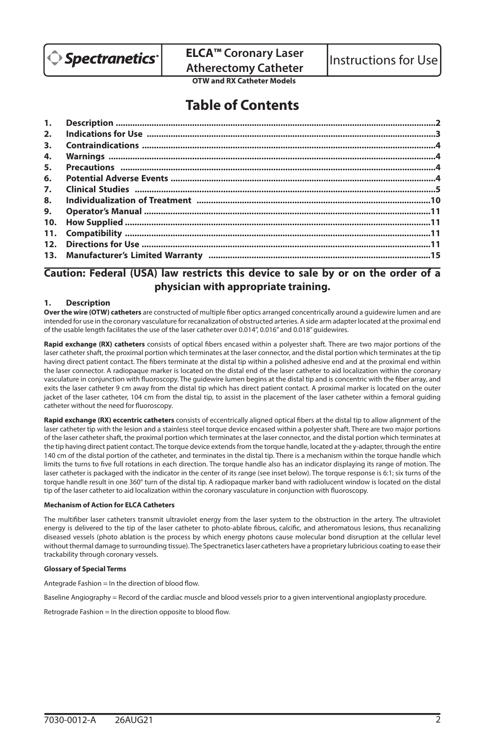**Spectranetics**

**ELCA™ Coronary Laser Atherectomy Catheter**

**OTW and RX Catheter Models**

Instructions for Use

# Table of Contents

1. **Description** ........................................................................ 2
2. **Indications for Use** ........................................................................ 3
3. **Contraindications** ........................................................................ 4
4. **Warnings** ........................................................................ 4
5. **Precautions** ........................................................................ 4
6. **Potential Adverse Events** ........................................................................ 4
7. **Clinical Studies** ........................................................................ 5
8. **Individualization of Treatment** ........................................................................ 10
9. **Operator's Manual** ........................................................................ 11
10. **How Supplied** ........................................................................ 11
11. **Compatibility** ........................................................................ 11
12. **Directions for Use** ........................................................................ 11
13. **Manufacturer's Limited Warranty** ........................................................................ 15

**Caution: Federal (USA) law restricts this device to sale by or on the order of a physician with appropriate training.**

## 1. Description

**Over the wire (OTW) catheters** are constructed of multiple fiber optics arranged concentrically around a guidewire lumen and are intended for use in the coronary vasculature for recanalization of obstructed arteries. A side arm adapter located at the proximal end of the usable length facilitates the use of the laser catheter over 0.014", 0.016" and 0.018" guidewires.

**Rapid exchange (RX) catheters** consists of optical fibers encased within a polyester shaft. There are two major portions of the laser catheter shaft, the proximal portion which terminates at the laser connector, and the distal portion which terminates at the tip having direct patient contact. The fibers terminate at the distal tip within a polished adhesive end and at the proximal end within the laser connector. A radiopaque marker is located on the distal end of the laser catheter to aid localization within the coronary vasculature in conjunction with fluoroscopy. The guidewire lumen begins at the distal tip and is concentric with the fiber array, and exits the laser catheter 9 cm away from the distal tip which has direct patient contact. A proximal marker is located on the outer jacket of the laser catheter, 104 cm from the distal tip, to assist in the placement of the laser catheter within a femoral guiding catheter without the need for fluoroscopy.

**Rapid exchange (RX) eccentric catheters** consists of eccentrically aligned optical fibers at the distal tip to allow alignment of the laser catheter tip with the lesion and a stainless steel torque device encased within a polyester shaft. There are two major portions of the laser catheter shaft, the proximal portion which terminates at the laser connector, and the distal portion which terminates at the tip having direct patient contact. The torque device extends from the torque handle, located at the y-adapter, through the entire 140 cm of the distal portion of the catheter, and terminates in the distal tip. There is a mechanism within the torque handle which limits the turns to five full rotations in each direction. The torque handle also has an indicator displaying its range of motion. The laser catheter is packaged with the indicator in the center of its range (see inset below). The torque response is 6:1; six turns of the torque handle result in one 360° turn of the distal tip. A radiopaque marker band with radiolucent window is located on the distal tip of the laser catheter to aid localization within the coronary vasculature in conjunction with fluoroscopy.

#### Mechanism of Action for ELCA Catheters

The multifiber laser catheters transmit ultraviolet energy from the laser system to the obstruction in the artery. The ultraviolet energy is delivered to the tip of the laser catheter to photo-ablate fibrous, calcific, and atheromatous lesions, thus recanalizing diseased vessels (photo ablation is the process by which energy photons cause molecular bond disruption at the cellular level without thermal damage to surrounding tissue). The Spectranetics laser catheters have a proprietary lubricious coating to ease their trackability through coronary vessels.

#### Glossary of Special Terms

Antegrade Fashion = In the direction of blood flow.

Baseline Angiography = Record of the cardiac muscle and blood vessels prior to a given interventional angioplasty procedure.

Retrograde Fashion = In the direction opposite to blood flow.

7030-0012-A 26AUG21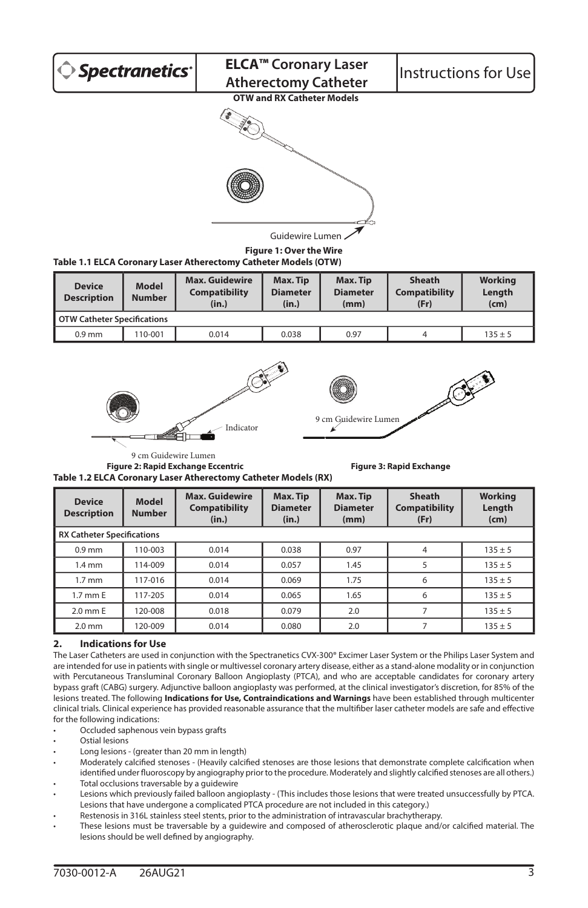# ELCA™ Coronary Laser Atherectomy Catheter

Instructions for Use

**OTW and RX Catheter Models**

Guidewire Lumen

**Figure 1: Over the Wire**

**Table 1.1 ELCA Coronary Laser Atherectomy Catheter Models (OTW)**

| Device Description | Model Number | Max. Guidewire Compatibility (in.) | Max. Tip Diameter (in.) | Max. Tip Diameter (mm) | Sheath Compatibility (Fr) | Working Length (cm) |
|---|---|---|---|---|---|---|
| **OTW Catheter Specifications** | | | | | | |
| 0.9 mm | 110-001 | 0.014 | 0.038 | 0.97 | 4 | 135 ± 5 |

Indicator

9 cm Guidewire Lumen

**Figure 2: Rapid Exchange Eccentric**

9 cm Guidewire Lumen

**Figure 3: Rapid Exchange**

**Table 1.2 ELCA Coronary Laser Atherectomy Catheter Models (RX)**

| Device Description | Model Number | Max. Guidewire Compatibility (in.) | Max. Tip Diameter (in.) | Max. Tip Diameter (mm) | Sheath Compatibility (Fr) | Working Length (cm) |
|---|---|---|---|---|---|---|
| **RX Catheter Specifications** | | | | | | |
| 0.9 mm | 110-003 | 0.014 | 0.038 | 0.97 | 4 | 135 ± 5 |
| 1.4 mm | 114-009 | 0.014 | 0.057 | 1.45 | 5 | 135 ± 5 |
| 1.7 mm | 117-016 | 0.014 | 0.069 | 1.75 | 6 | 135 ± 5 |
| 1.7 mm E | 117-205 | 0.014 | 0.065 | 1.65 | 6 | 135 ± 5 |
| 2.0 mm E | 120-008 | 0.018 | 0.079 | 2.0 | 7 | 135 ± 5 |
| 2.0 mm | 120-009 | 0.014 | 0.080 | 2.0 | 7 | 135 ± 5 |

## 2. Indications for Use

The Laser Catheters are used in conjunction with the Spectranetics CVX-300® Excimer Laser System or the Philips Laser System and are intended for use in patients with single or multivessel coronary artery disease, either as a stand-alone modality or in conjunction with Percutaneous Transluminal Coronary Balloon Angioplasty (PTCA), and who are acceptable candidates for coronary artery bypass graft (CABG) surgery. Adjunctive balloon angioplasty was performed, at the clinical investigator's discretion, for 85% of the lesions treated. The following **Indications for Use, Contraindications and Warnings** have been established through multicenter clinical trials. Clinical experience has provided reasonable assurance that the multifiber laser catheter models are safe and effective for the following indications:

- Occluded saphenous vein bypass grafts
- Ostial lesions
- Long lesions - (greater than 20 mm in length)
- Moderately calcified stenoses - (Heavily calcified stenoses are those lesions that demonstrate complete calcification when identified under fluoroscopy by angiography prior to the procedure. Moderately and slightly calcified stenoses are all others.)
- Total occlusions traversable by a guidewire
- Lesions which previously failed balloon angioplasty - (This includes those lesions that were treated unsuccessfully by PTCA. Lesions that have undergone a complicated PTCA procedure are not included in this category.)
- Restenosis in 316L stainless steel stents, prior to the administration of intravascular brachytherapy.
- These lesions must be traversable by a guidewire and composed of atherosclerotic plaque and/or calcified material. The lesions should be well defined by angiography.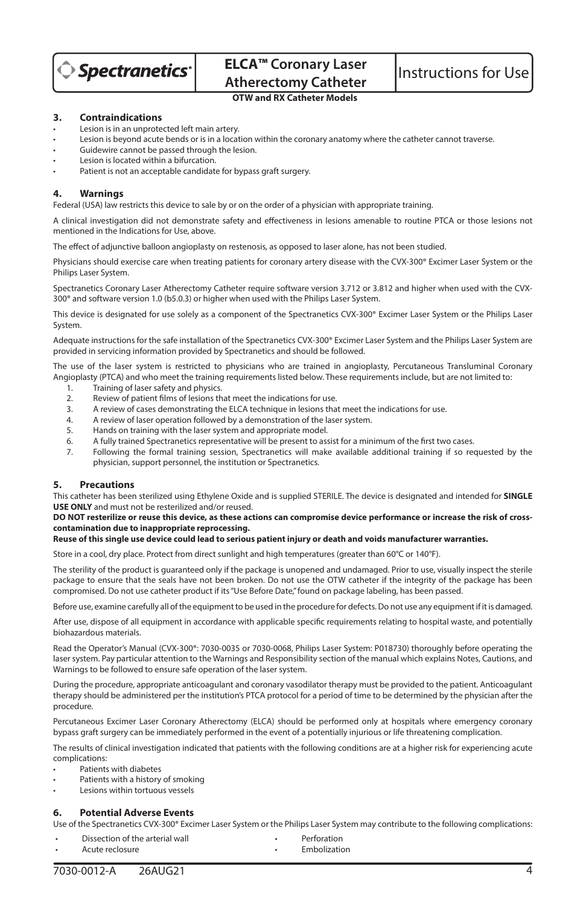### 3. Contraindications

- Lesion is in an unprotected left main artery.
- Lesion is beyond acute bends or is in a location within the coronary anatomy where the catheter cannot traverse.
- Guidewire cannot be passed through the lesion.
- Lesion is located within a bifurcation.
- Patient is not an acceptable candidate for bypass graft surgery.

### 4. Warnings

Federal (USA) law restricts this device to sale by or on the order of a physician with appropriate training.

A clinical investigation did not demonstrate safety and effectiveness in lesions amenable to routine PTCA or those lesions not mentioned in the Indications for Use, above.

The effect of adjunctive balloon angioplasty on restenosis, as opposed to laser alone, has not been studied.

Physicians should exercise care when treating patients for coronary artery disease with the CVX-300® Excimer Laser System or the Philips Laser System.

Spectranetics Coronary Laser Atherectomy Catheter require software version 3.712 or 3.812 and higher when used with the CVX-300® and software version 1.0 (b5.0.3) or higher when used with the Philips Laser System.

This device is designated for use solely as a component of the Spectranetics CVX-300® Excimer Laser System or the Philips Laser System.

Adequate instructions for the safe installation of the Spectranetics CVX-300® Excimer Laser System and the Philips Laser System are provided in servicing information provided by Spectranetics and should be followed.

The use of the laser system is restricted to physicians who are trained in angioplasty, Percutaneous Transluminal Coronary Angioplasty (PTCA) and who meet the training requirements listed below. These requirements include, but are not limited to:

1. Training of laser safety and physics.
2. Review of patient films of lesions that meet the indications for use.
3. A review of cases demonstrating the ELCA technique in lesions that meet the indications for use.
4. A review of laser operation followed by a demonstration of the laser system.
5. Hands on training with the laser system and appropriate model.
6. A fully trained Spectranetics representative will be present to assist for a minimum of the first two cases.
7. Following the formal training session, Spectranetics will make available additional training if so requested by the physician, support personnel, the institution or Spectranetics.

### 5. Precautions

This catheter has been sterilized using Ethylene Oxide and is supplied STERILE. The device is designated and intended for **SINGLE USE ONLY** and must not be resterilized and/or reused.

**DO NOT resterilize or reuse this device, as these actions can compromise device performance or increase the risk of cross-contamination due to inappropriate reprocessing.**

**Reuse of this single use device could lead to serious patient injury or death and voids manufacturer warranties.**

Store in a cool, dry place. Protect from direct sunlight and high temperatures (greater than 60°C or 140°F).

The sterility of the product is guaranteed only if the package is unopened and undamaged. Prior to use, visually inspect the sterile package to ensure that the seals have not been broken. Do not use the OTW catheter if the integrity of the package has been compromised. Do not use catheter product if its "Use Before Date," found on package labeling, has been passed.

Before use, examine carefully all of the equipment to be used in the procedure for defects. Do not use any equipment if it is damaged.

After use, dispose of all equipment in accordance with applicable specific requirements relating to hospital waste, and potentially biohazardous materials.

Read the Operator's Manual (CVX-300®: 7030-0035 or 7030-0068, Philips Laser System: P018730) thoroughly before operating the laser system. Pay particular attention to the Warnings and Responsibility section of the manual which explains Notes, Cautions, and Warnings to be followed to ensure safe operation of the laser system.

During the procedure, appropriate anticoagulant and coronary vasodilator therapy must be provided to the patient. Anticoagulant therapy should be administered per the institution's PTCA protocol for a period of time to be determined by the physician after the procedure.

Percutaneous Excimer Laser Coronary Atherectomy (ELCA) should be performed only at hospitals where emergency coronary bypass graft surgery can be immediately performed in the event of a potentially injurious or life threatening complication.

The results of clinical investigation indicated that patients with the following conditions are at a higher risk for experiencing acute complications:

- Patients with diabetes
- Patients with a history of smoking
- Lesions within tortuous vessels

### 6. Potential Adverse Events

Use of the Spectranetics CVX-300® Excimer Laser System or the Philips Laser System may contribute to the following complications:

- Dissection of the arterial wall
- Acute reclosure
- Perforation
- Embolization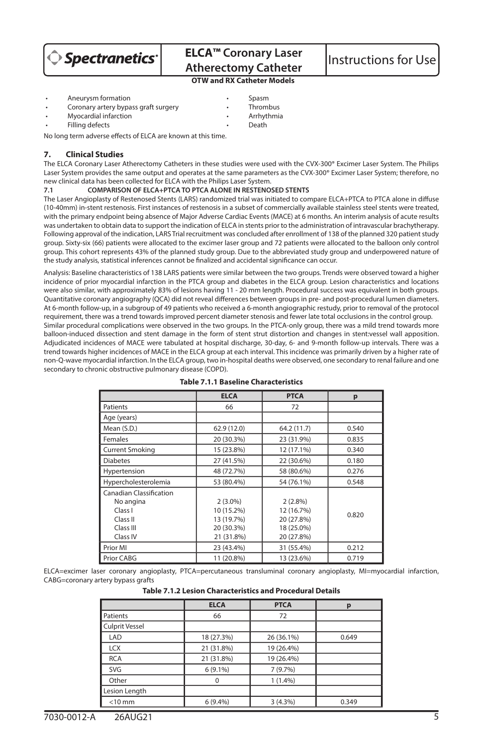- Aneurysm formation
- Coronary artery bypass graft surgery
- Myocardial infarction
- Filling defects
- Spasm
- Thrombus
- Arrhythmia
- Death

No long term adverse effects of ELCA are known at this time.

## 7. Clinical Studies

The ELCA Coronary Laser Atherectomy Catheters in these studies were used with the CVX-300® Excimer Laser System. The Philips Laser System provides the same output and operates at the same parameters as the CVX-300® Excimer Laser System; therefore, no new clinical data has been collected for ELCA with the Philips Laser System.

### 7.1 COMPARISON OF ELCA+PTCA TO PTCA ALONE IN RESTENOSED STENTS

The Laser Angioplasty of Restenosed Stents (LARS) randomized trial was initiated to compare ELCA+PTCA to PTCA alone in diffuse (10-40mm) in-stent restenosis. First instances of restenosis in a subset of commercially available stainless steel stents were treated, with the primary endpoint being absence of Major Adverse Cardiac Events (MACE) at 6 months. An interim analysis of acute results was undertaken to obtain data to support the indication of ELCA in stents prior to the administration of intravascular brachytherapy. Following approval of the indication, LARS Trial recruitment was concluded after enrollment of 138 of the planned 320 patient study group. Sixty-six (66) patients were allocated to the excimer laser group and 72 patients were allocated to the balloon only control group. This cohort represents 43% of the planned study group. Due to the abbreviated study group and underpowered nature of the study analysis, statistical inferences cannot be finalized and accidental significance can occur.

Analysis: Baseline characteristics of 138 LARS patients were similar between the two groups. Trends were observed toward a higher incidence of prior myocardial infarction in the PTCA group and diabetes in the ELCA group. Lesion characteristics and locations were also similar, with approximately 83% of lesions having 11 - 20 mm length. Procedural success was equivalent in both groups. Quantitative coronary angiography (QCA) did not reveal differences between groups in pre- and post-procedural lumen diameters. At 6-month follow-up, in a subgroup of 49 patients who received a 6-month angiographic restudy, prior to removal of the protocol requirement, there was a trend towards improved percent diameter stenosis and fewer late total occlusions in the control group.
Similar procedural complications were observed in the two groups. In the PTCA-only group, there was a mild trend towards more balloon-induced dissection and stent damage in the form of stent strut distortion and changes in stent:vessel wall apposition. Adjudicated incidences of MACE were tabulated at hospital discharge, 30-day, 6- and 9-month follow-up intervals. There was a trend towards higher incidences of MACE in the ELCA group at each interval. This incidence was primarily driven by a higher rate of non-Q-wave myocardial infarction. In the ELCA group, two in-hospital deaths were observed, one secondary to renal failure and one secondary to chronic obstructive pulmonary disease (COPD).

**Table 7.1.1 Baseline Characteristics**

| | ELCA | PTCA | p |
|---|---|---|---|
| Patients | 66 | 72 | |
| Age (years) | | | |
| Mean (S.D.) | 62.9 (12.0) | 64.2 (11.7) | 0.540 |
| Females | 20 (30.3%) | 23 (31.9%) | 0.835 |
| Current Smoking | 15 (23.8%) | 12 (17.1%) | 0.340 |
| Diabetes | 27 (41.5%) | 22 (30.6%) | 0.180 |
| Hypertension | 48 (72.7%) | 58 (80.6%) | 0.276 |
| Hypercholesterolemia | 53 (80.4%) | 54 (76.1%) | 0.548 |
| Canadian Classification | | | 0.820 |
| No angina | 2 (3.0%) | 2 (2.8%) | |
| Class I | 10 (15.2%) | 12 (16.7%) | |
| Class II | 13 (19.7%) | 20 (27.8%) | |
| Class III | 20 (30.3%) | 18 (25.0%) | |
| Class IV | 21 (31.8%) | 20 (27.8%) | |
| Prior MI | 23 (43.4%) | 31 (55.4%) | 0.212 |
| Prior CABG | 11 (20.8%) | 13 (23.6%) | 0.719 |

ELCA=excimer laser coronary angioplasty, PTCA=percutaneous transluminal coronary angioplasty, MI=myocardial infarction, CABG=coronary artery bypass grafts

**Table 7.1.2 Lesion Characteristics and Procedural Details**

| | ELCA | PTCA | p |
|---|---|---|---|
| Patients | 66 | 72 | |
| Culprit Vessel | | | |
| LAD | 18 (27.3%) | 26 (36.1%) | 0.649 |
| LCX | 21 (31.8%) | 19 (26.4%) | |
| RCA | 21 (31.8%) | 19 (26.4%) | |
| SVG | 6 (9.1%) | 7 (9.7%) | |
| Other | 0 | 1 (1.4%) | |
| Lesion Length | | | |
| <10 mm | 6 (9.4%) | 3 (4.3%) | 0.349 |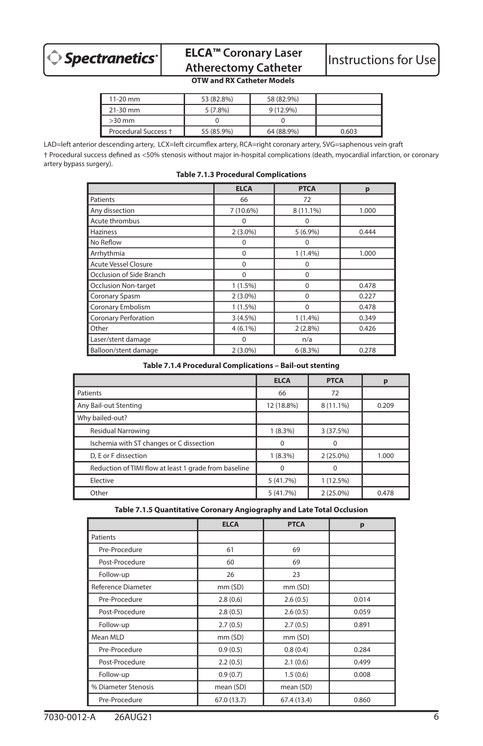| 11-20 mm | 53 (82.8%) | 58 (82.9%) | |
|---|---|---|---|
| 21-30 mm | 5 (7.8%) | 9 (12.9%) | |
| >30 mm | 0 | 0 | |
| Procedural Success † | 55 (85.9%) | 64 (88.9%) | 0.603 |

LAD=left anterior descending artery, LCX=left circumflex artery, RCA=right coronary artery, SVG=saphenous vein graft

† Procedural success defined as <50% stenosis without major in-hospital complications (death, myocardial infarction, or coronary artery bypass surgery).

**Table 7.1.3 Procedural Complications**

| | ELCA | PTCA | p |
|---|---|---|---|
| Patients | 66 | 72 | |
| Any dissection | 7 (10.6%) | 8 (11.1%) | 1.000 |
| Acute thrombus | 0 | 0 | |
| Haziness | 2 (3.0%) | 5 (6.9%) | 0.444 |
| No Reflow | 0 | 0 | |
| Arrhythmia | 0 | 1 (1.4%) | 1.000 |
| Acute Vessel Closure | 0 | 0 | |
| Occlusion of Side Branch | 0 | 0 | |
| Occlusion Non-target | 1 (1.5%) | 0 | 0.478 |
| Coronary Spasm | 2 (3.0%) | 0 | 0.227 |
| Coronary Embolism | 1 (1.5%) | 0 | 0.478 |
| Coronary Perforation | 3 (4.5%) | 1 (1.4%) | 0.349 |
| Other | 4 (6.1%) | 2 (2.8%) | 0.426 |
| Laser/stent damage | 0 | n/a | |
| Balloon/stent damage | 2 (3.0%) | 6 (8.3%) | 0.278 |

**Table 7.1.4 Procedural Complications – Bail-out stenting**

| | ELCA | PTCA | p |
|---|---|---|---|
| Patients | 66 | 72 | |
| Any Bail-out Stenting | 12 (18.8%) | 8 (11.1%) | 0.209 |
| Why bailed-out? | | | |
| Residual Narrowing | 1 (8.3%) | 3 (37.5%) | |
| Ischemia with ST changes or C dissection | 0 | 0 | |
| D, E or F dissection | 1 (8.3%) | 2 (25.0%) | 1.000 |
| Reduction of TIMI flow at least 1 grade from baseline | 0 | 0 | |
| Elective | 5 (41.7%) | 1 (12.5%) | |
| Other | 5 (41.7%) | 2 (25.0%) | 0.478 |

**Table 7.1.5 Quantitative Coronary Angiography and Late Total Occlusion**

| | ELCA | PTCA | p |
|---|---|---|---|
| Patients | | | |
| Pre-Procedure | 61 | 69 | |
| Post-Procedure | 60 | 69 | |
| Follow-up | 26 | 23 | |
| Reference Diameter | mm (SD) | mm (SD) | |
| Pre-Procedure | 2.8 (0.6) | 2.6 (0.5) | 0.014 |
| Post-Procedure | 2.8 (0.5) | 2.6 (0.5) | 0.059 |
| Follow-up | 2.7 (0.5) | 2.7 (0.5) | 0.891 |
| Mean MLD | mm (SD) | mm (SD) | |
| Pre-Procedure | 0.9 (0.5) | 0.8 (0.4) | 0.284 |
| Post-Procedure | 2.2 (0.5) | 2.1 (0.6) | 0.499 |
| Follow-up | 0.9 (0.7) | 1.5 (0.6) | 0.008 |
| % Diameter Stenosis | mean (SD) | mean (SD) | |
| Pre-Procedure | 67.0 (13.7) | 67.4 (13.4) | 0.860 |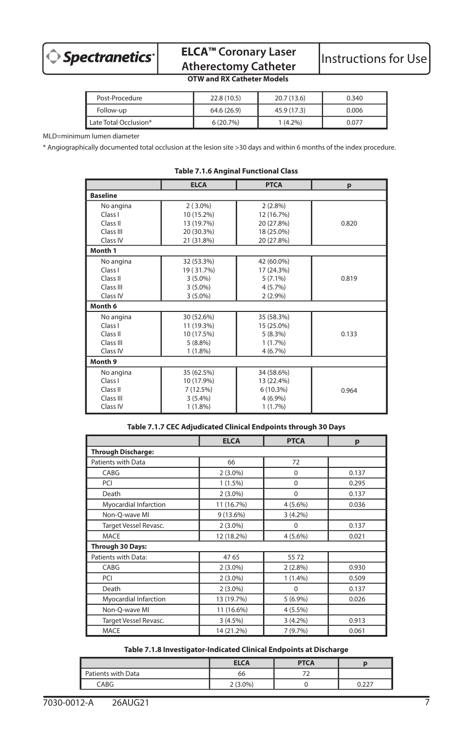| Post-Procedure | 22.8 (10.5) | 20.7 (13.6) | 0.340 |
|---|---|---|---|
| Follow-up | 64.6 (26.9) | 45.9 (17.3) | 0.006 |
| Late Total Occlusion* | 6 (20.7%) | 1 (4.2%) | 0.077 |

MLD=minimum lumen diameter

* Angiographically documented total occlusion at the lesion site >30 days and within 6 months of the index procedure.

**Table 7.1.6 Anginal Functional Class**

| | ELCA | PTCA | p |
|---|---|---|---|
| **Baseline** | | | |
| No angina | 2 ( 3.0%) | 2 (2.8%) | 0.820 |
| Class I | 10 (15.2%) | 12 (16.7%) | |
| Class II | 13 (19.7%) | 20 (27.8%) | |
| Class III | 20 (30.3%) | 18 (25.0%) | |
| Class IV | 21 (31.8%) | 20 (27.8%) | |
| **Month 1** | | | |
| No angina | 32 (53.3%) | 42 (60.0%) | 0.819 |
| Class I | 19 ( 31.7%) | 17 (24.3%) | |
| Class II | 3 (5.0%) | 5 (7.1%) | |
| Class III | 3 (5.0%) | 4 (5.7%) | |
| Class IV | 3 (5.0%) | 2 (2.9%) | |
| **Month 6** | | | |
| No angina | 30 (52.6%) | 35 (58.3%) | 0.133 |
| Class I | 11 (19.3%) | 15 (25.0%) | |
| Class II | 10 (17.5%) | 5 (8.3%) | |
| Class III | 5 (8.8%) | 1 (1.7%) | |
| Class IV | 1 (1.8%) | 4 (6.7%) | |
| **Month 9** | | | |
| No angina | 35 (62.5%) | 34 (58.6%) | 0.964 |
| Class I | 10 (17.9%) | 13 (22.4%) | |
| Class II | 7 (12.5%) | 6 (10.3%) | |
| Class III | 3 (5.4%) | 4 (6.9%) | |
| Class IV | 1 (1.8%) | 1 (1.7%) | |

**Table 7.1.7 CEC Adjudicated Clinical Endpoints through 30 Days**

| | ELCA | PTCA | p |
|---|---|---|---|
| **Through Discharge:** | | | |
| Patients with Data | 66 | 72 | |
| CABG | 2 (3.0%) | 0 | 0.137 |
| PCI | 1 (1.5%) | 0 | 0.295 |
| Death | 2 (3.0%) | 0 | 0.137 |
| Myocardial Infarction | 11 (16.7%) | 4 (5.6%) | 0.036 |
| Non-Q-wave MI | 9 (13.6%) | 3 (4.2%) | |
| Target Vessel Revasc. | 2 (3.0%) | 0 | 0.137 |
| MACE | 12 (18.2%) | 4 (5.6%) | 0.021 |
| **Through 30 Days:** | | | |
| Patients with Data: | 47 65 | 55 72 | |
| CABG | 2 (3.0%) | 2 (2.8%) | 0.930 |
| PCI | 2 (3.0%) | 1 (1.4%) | 0.509 |
| Death | 2 (3.0%) | 0 | 0.137 |
| Myocardial Infarction | 13 (19.7%) | 5 (6.9%) | 0.026 |
| Non-Q-wave MI | 11 (16.6%) | 4 (5.5%) | |
| Target Vessel Revasc. | 3 (4.5%) | 3 (4.2%) | 0.913 |
| MACE | 14 (21.2%) | 7 (9.7%) | 0.061 |

**Table 7.1.8 Investigator-Indicated Clinical Endpoints at Discharge**

| | ELCA | PTCA | p |
|---|---|---|---|
| Patients with Data | 66 | 72 | |
| CABG | 2 (3.0%) | 0 | 0.227 |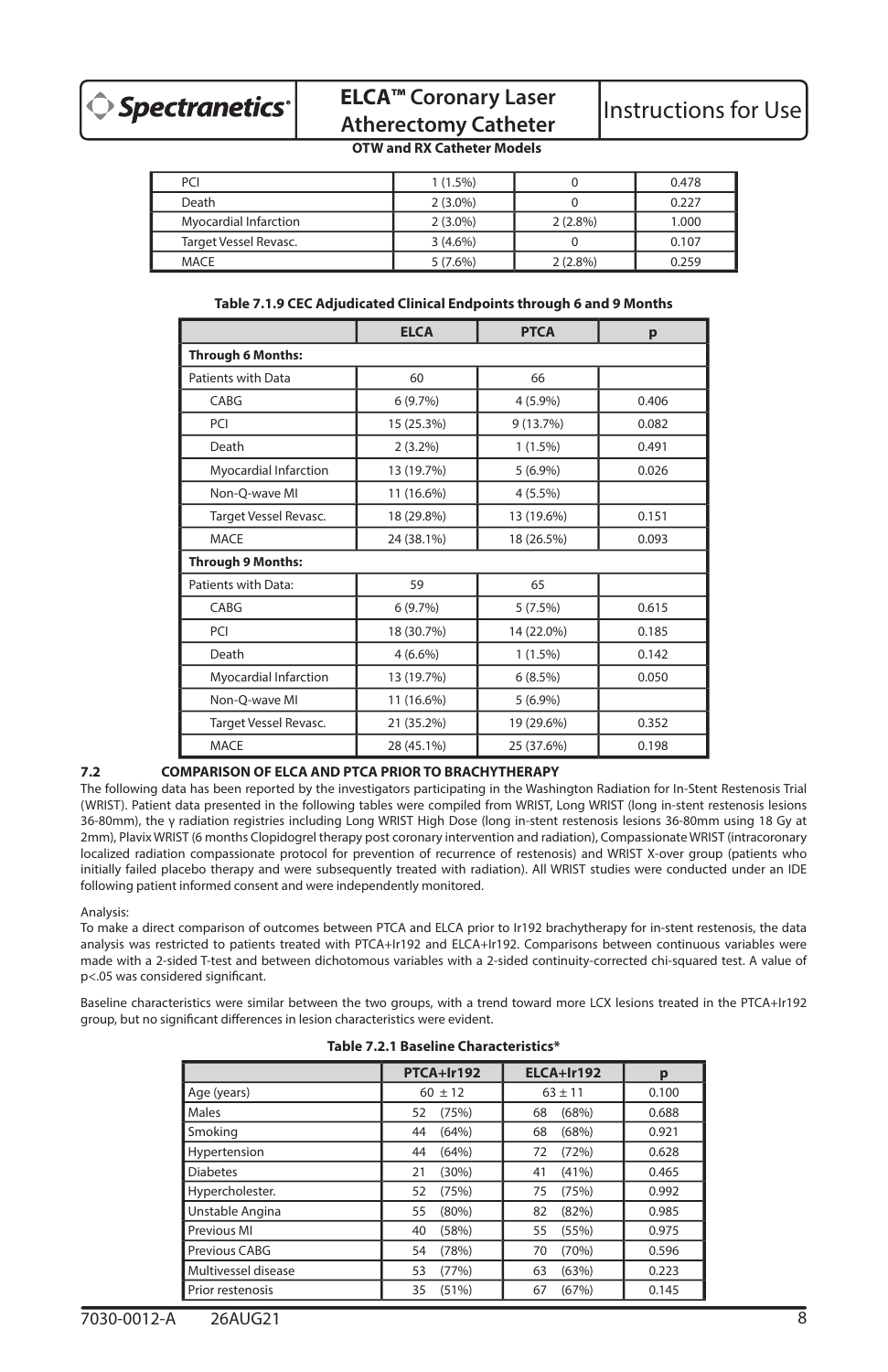| PCI | 1 (1.5%) | 0 | 0.478 |
|---|---|---|---|
| Death | 2 (3.0%) | 0 | 0.227 |
| Myocardial Infarction | 2 (3.0%) | 2 (2.8%) | 1.000 |
| Target Vessel Revasc. | 3 (4.6%) | 0 | 0.107 |
| MACE | 5 (7.6%) | 2 (2.8%) | 0.259 |

**Table 7.1.9 CEC Adjudicated Clinical Endpoints through 6 and 9 Months**

| | ELCA | PTCA | p |
|---|---|---|---|
| **Through 6 Months:** | | | |
| Patients with Data | 60 | 66 | |
| CABG | 6 (9.7%) | 4 (5.9%) | 0.406 |
| PCI | 15 (25.3%) | 9 (13.7%) | 0.082 |
| Death | 2 (3.2%) | 1 (1.5%) | 0.491 |
| Myocardial Infarction | 13 (19.7%) | 5 (6.9%) | 0.026 |
| Non-Q-wave MI | 11 (16.6%) | 4 (5.5%) | |
| Target Vessel Revasc. | 18 (29.8%) | 13 (19.6%) | 0.151 |
| MACE | 24 (38.1%) | 18 (26.5%) | 0.093 |
| **Through 9 Months:** | | | |
| Patients with Data: | 59 | 65 | |
| CABG | 6 (9.7%) | 5 (7.5%) | 0.615 |
| PCI | 18 (30.7%) | 14 (22.0%) | 0.185 |
| Death | 4 (6.6%) | 1 (1.5%) | 0.142 |
| Myocardial Infarction | 13 (19.7%) | 6 (8.5%) | 0.050 |
| Non-Q-wave MI | 11 (16.6%) | 5 (6.9%) | |
| Target Vessel Revasc. | 21 (35.2%) | 19 (29.6%) | 0.352 |
| MACE | 28 (45.1%) | 25 (37.6%) | 0.198 |

### 7.2 COMPARISON OF ELCA AND PTCA PRIOR TO BRACHYTHERAPY

The following data has been reported by the investigators participating in the Washington Radiation for In-Stent Restenosis Trial (WRIST). Patient data presented in the following tables were compiled from WRIST, Long WRIST (long in-stent restenosis lesions 36-80mm), the γ radiation registries including Long WRIST High Dose (long in-stent restenosis lesions 36-80mm using 18 Gy at 2mm), Plavix WRIST (6 months Clopidogrel therapy post coronary intervention and radiation), Compassionate WRIST (intracoronary localized radiation compassionate protocol for prevention of recurrence of restenosis) and WRIST X-over group (patients who initially failed placebo therapy and were subsequently treated with radiation). All WRIST studies were conducted under an IDE following patient informed consent and were independently monitored.

Analysis:

To make a direct comparison of outcomes between PTCA and ELCA prior to Ir192 brachytherapy for in-stent restenosis, the data analysis was restricted to patients treated with PTCA+Ir192 and ELCA+Ir192. Comparisons between continuous variables were made with a 2-sided T-test and between dichotomous variables with a 2-sided continuity-corrected chi-squared test. A value of p<.05 was considered significant.

Baseline characteristics were similar between the two groups, with a trend toward more LCX lesions treated in the PTCA+Ir192 group, but no significant differences in lesion characteristics were evident.

**Table 7.2.1 Baseline Characteristics***

| | PTCA+Ir192 | ELCA+Ir192 | p |
|---|---|---|---|
| Age (years) | 60 ± 12 | 63 ± 11 | 0.100 |
| Males | 52 (75%) | 68 (68%) | 0.688 |
| Smoking | 44 (64%) | 68 (68%) | 0.921 |
| Hypertension | 44 (64%) | 72 (72%) | 0.628 |
| Diabetes | 21 (30%) | 41 (41%) | 0.465 |
| Hypercholester. | 52 (75%) | 75 (75%) | 0.992 |
| Unstable Angina | 55 (80%) | 82 (82%) | 0.985 |
| Previous MI | 40 (58%) | 55 (55%) | 0.975 |
| Previous CABG | 54 (78%) | 70 (70%) | 0.596 |
| Multivessel disease | 53 (77%) | 63 (63%) | 0.223 |
| Prior restenosis | 35 (51%) | 67 (67%) | 0.145 |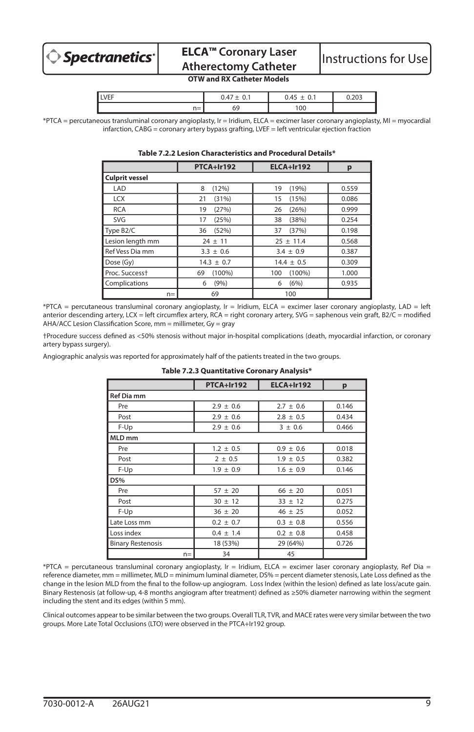| LVEF | 0.47 ± 0.1 | 0.45 ± 0.1 | 0.203 |
|---|---|---|---|
| n= | 69 | 100 | |

*PTCA = percutaneous transluminal coronary angioplasty, Ir = Iridium, ELCA = excimer laser coronary angioplasty, MI = myocardial infarction, CABG = coronary artery bypass grafting, LVEF = left ventricular ejection fraction

**Table 7.2.2 Lesion Characteristics and Procedural Details***

| | PTCA+Ir192 | ELCA+Ir192 | p |
|---|---|---|---|
| **Culprit vessel** | | | |
| LAD | 8 (12%) | 19 (19%) | 0.559 |
| LCX | 21 (31%) | 15 (15%) | 0.086 |
| RCA | 19 (27%) | 26 (26%) | 0.999 |
| SVG | 17 (25%) | 38 (38%) | 0.254 |
| Type B2/C | 36 (52%) | 37 (37%) | 0.198 |
| Lesion length mm | 24 ± 11 | 25 ± 11.4 | 0.568 |
| Ref Vess Dia mm | 3.3 ± 0.6 | 3.4 ± 0.9 | 0.387 |
| Dose (Gy) | 14.3 ± 0.7 | 14.4 ± 0.5 | 0.309 |
| Proc. Success† | 69 (100%) | 100 (100%) | 1.000 |
| Complications | 6 (9%) | 6 (6%) | 0.935 |
| n= | 69 | 100 | |

*PTCA = percutaneous transluminal coronary angioplasty, Ir = Iridium, ELCA = excimer laser coronary angioplasty, LAD = left anterior descending artery, LCX = left circumflex artery, RCA = right coronary artery, SVG = saphenous vein graft, B2/C = modified AHA/ACC Lesion Classification Score, mm = millimeter, Gy = gray

†Procedure success defined as <50% stenosis without major in-hospital complications (death, myocardial infarction, or coronary artery bypass surgery).

Angiographic analysis was reported for approximately half of the patients treated in the two groups.

**Table 7.2.3 Quantitative Coronary Analysis***

| | PTCA+Ir192 | ELCA+Ir192 | p |
|---|---|---|---|
| **Ref Dia mm** | | | |
| Pre | 2.9 ± 0.6 | 2.7 ± 0.6 | 0.146 |
| Post | 2.9 ± 0.6 | 2.8 ± 0.5 | 0.434 |
| F-Up | 2.9 ± 0.6 | 3 ± 0.6 | 0.466 |
| **MLD mm** | | | |
| Pre | 1.2 ± 0.5 | 0.9 ± 0.6 | 0.018 |
| Post | 2 ± 0.5 | 1.9 ± 0.5 | 0.382 |
| F-Up | 1.9 ± 0.9 | 1.6 ± 0.9 | 0.146 |
| **DS%** | | | |
| Pre | 57 ± 20 | 66 ± 20 | 0.051 |
| Post | 30 ± 12 | 33 ± 12 | 0.275 |
| F-Up | 36 ± 20 | 46 ± 25 | 0.052 |
| Late Loss mm | 0.2 ± 0.7 | 0.3 ± 0.8 | 0.556 |
| Loss index | 0.4 ± 1.4 | 0.2 ± 0.8 | 0.458 |
| Binary Restenosis | 18 (53%) | 29 (64%) | 0.726 |
| n= | 34 | 45 | |

*PTCA = percutaneous transluminal coronary angioplasty, Ir = Iridium, ELCA = excimer laser coronary angioplasty, Ref Dia = reference diameter, mm = millimeter, MLD = minimum luminal diameter, DS% = percent diameter stenosis, Late Loss defined as the change in the lesion MLD from the final to the follow-up angiogram. Loss Index (within the lesion) defined as late loss/acute gain. Binary Restenosis (at follow-up, 4-8 months angiogram after treatment) defined as ≥50% diameter narrowing within the segment including the stent and its edges (within 5 mm).

Clinical outcomes appear to be similar between the two groups. Overall TLR, TVR, and MACE rates were very similar between the two groups. More Late Total Occlusions (LTO) were observed in the PTCA+Ir192 group.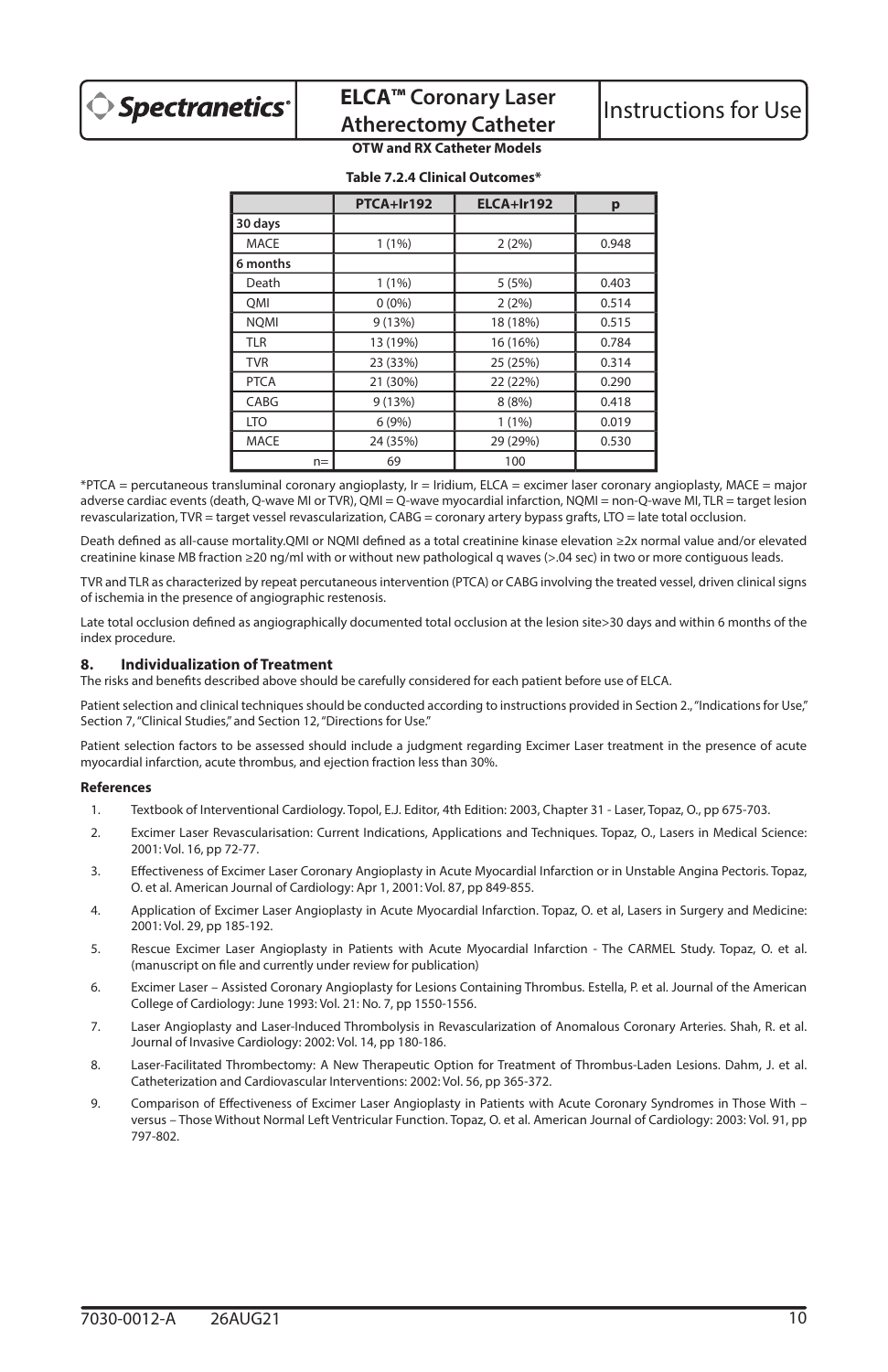**Table 7.2.4 Clinical Outcomes***

| | PTCA+Ir192 | ELCA+Ir192 | p |
|---|---|---|---|
| **30 days** | | | |
| MACE | 1 (1%) | 2 (2%) | 0.948 |
| **6 months** | | | |
| Death | 1 (1%) | 5 (5%) | 0.403 |
| QMI | 0 (0%) | 2 (2%) | 0.514 |
| NQMI | 9 (13%) | 18 (18%) | 0.515 |
| TLR | 13 (19%) | 16 (16%) | 0.784 |
| TVR | 23 (33%) | 25 (25%) | 0.314 |
| PTCA | 21 (30%) | 22 (22%) | 0.290 |
| CABG | 9 (13%) | 8 (8%) | 0.418 |
| LTO | 6 (9%) | 1 (1%) | 0.019 |
| MACE | 24 (35%) | 29 (29%) | 0.530 |
| n= | 69 | 100 | |

*PTCA = percutaneous transluminal coronary angioplasty, Ir = Iridium, ELCA = excimer laser coronary angioplasty, MACE = major adverse cardiac events (death, Q-wave MI or TVR), QMI = Q-wave myocardial infarction, NQMI = non-Q-wave MI, TLR = target lesion revascularization, TVR = target vessel revascularization, CABG = coronary artery bypass grafts, LTO = late total occlusion.

Death defined as all-cause mortality.QMI or NQMI defined as a total creatinine kinase elevation ≥2x normal value and/or elevated creatinine kinase MB fraction ≥20 ng/ml with or without new pathological q waves (>.04 sec) in two or more contiguous leads.

TVR and TLR as characterized by repeat percutaneous intervention (PTCA) or CABG involving the treated vessel, driven clinical signs of ischemia in the presence of angiographic restenosis.

Late total occlusion defined as angiographically documented total occlusion at the lesion site>30 days and within 6 months of the index procedure.

## 8. Individualization of Treatment

The risks and benefits described above should be carefully considered for each patient before use of ELCA.

Patient selection and clinical techniques should be conducted according to instructions provided in Section 2., "Indications for Use," Section 7, "Clinical Studies," and Section 12, "Directions for Use."

Patient selection factors to be assessed should include a judgment regarding Excimer Laser treatment in the presence of acute myocardial infarction, acute thrombus, and ejection fraction less than 30%.

### References

1. Textbook of Interventional Cardiology. Topol, E.J. Editor, 4th Edition: 2003, Chapter 31 - Laser, Topaz, O., pp 675-703.
2. Excimer Laser Revascularisation: Current Indications, Applications and Techniques. Topaz, O., Lasers in Medical Science: 2001: Vol. 16, pp 72-77.
3. Effectiveness of Excimer Laser Coronary Angioplasty in Acute Myocardial Infarction or in Unstable Angina Pectoris. Topaz, O. et al. American Journal of Cardiology: Apr 1, 2001: Vol. 87, pp 849-855.
4. Application of Excimer Laser Angioplasty in Acute Myocardial Infarction. Topaz, O. et al, Lasers in Surgery and Medicine: 2001: Vol. 29, pp 185-192.
5. Rescue Excimer Laser Angioplasty in Patients with Acute Myocardial Infarction - The CARMEL Study. Topaz, O. et al. (manuscript on file and currently under review for publication)
6. Excimer Laser – Assisted Coronary Angioplasty for Lesions Containing Thrombus. Estella, P. et al. Journal of the American College of Cardiology: June 1993: Vol. 21: No. 7, pp 1550-1556.
7. Laser Angioplasty and Laser-Induced Thrombolysis in Revascularization of Anomalous Coronary Arteries. Shah, R. et al. Journal of Invasive Cardiology: 2002: Vol. 14, pp 180-186.
8. Laser-Facilitated Thrombectomy: A New Therapeutic Option for Treatment of Thrombus-Laden Lesions. Dahm, J. et al. Catheterization and Cardiovascular Interventions: 2002: Vol. 56, pp 365-372.
9. Comparison of Effectiveness of Excimer Laser Angioplasty in Patients with Acute Coronary Syndromes in Those With – versus – Those Without Normal Left Ventricular Function. Topaz, O. et al. American Journal of Cardiology: 2003: Vol. 91, pp 797-802.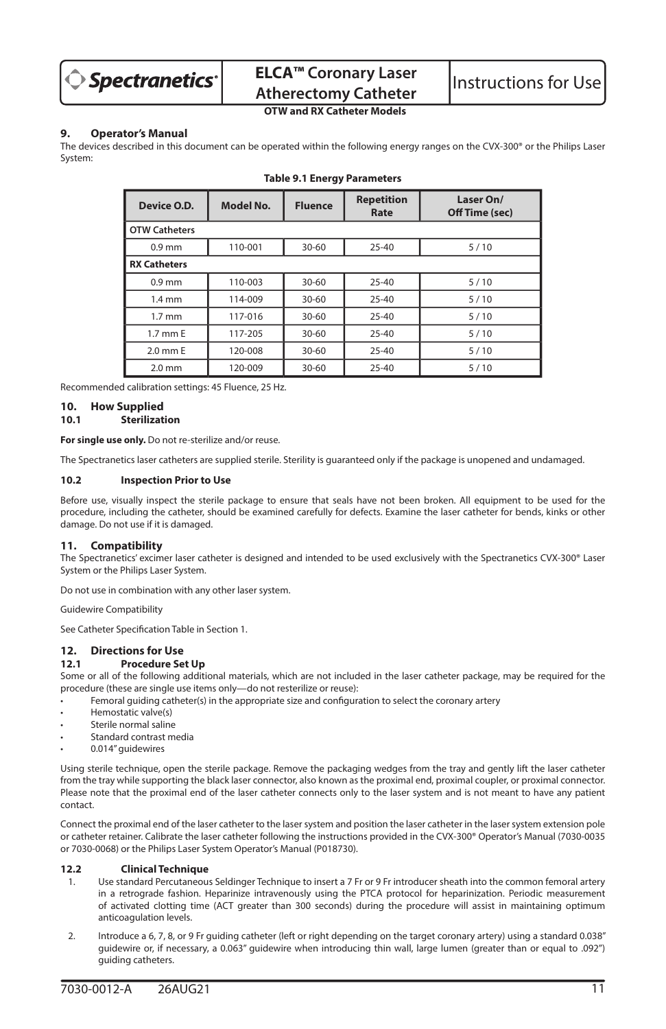## 9. Operator's Manual

The devices described in this document can be operated within the following energy ranges on the CVX-300® or the Philips Laser System:

**Table 9.1 Energy Parameters**

| Device O.D. | Model No. | Fluence | Repetition Rate | Laser On/ Off Time (sec) |
|---|---|---|---|---|
| **OTW Catheters** | | | | |
| 0.9 mm | 110-001 | 30-60 | 25-40 | 5 / 10 |
| **RX Catheters** | | | | |
| 0.9 mm | 110-003 | 30-60 | 25-40 | 5 / 10 |
| 1.4 mm | 114-009 | 30-60 | 25-40 | 5 / 10 |
| 1.7 mm | 117-016 | 30-60 | 25-40 | 5 / 10 |
| 1.7 mm E | 117-205 | 30-60 | 25-40 | 5 / 10 |
| 2.0 mm E | 120-008 | 30-60 | 25-40 | 5 / 10 |
| 2.0 mm | 120-009 | 30-60 | 25-40 | 5 / 10 |

Recommended calibration settings: 45 Fluence, 25 Hz.

## 10. How Supplied

### 10.1 Sterilization

**For single use only.** Do not re-sterilize and/or reuse.

The Spectranetics laser catheters are supplied sterile. Sterility is guaranteed only if the package is unopened and undamaged.

### 10.2 Inspection Prior to Use

Before use, visually inspect the sterile package to ensure that seals have not been broken. All equipment to be used for the procedure, including the catheter, should be examined carefully for defects. Examine the laser catheter for bends, kinks or other damage. Do not use if it is damaged.

## 11. Compatibility

The Spectranetics' excimer laser catheter is designed and intended to be used exclusively with the Spectranetics CVX-300® Laser System or the Philips Laser System.

Do not use in combination with any other laser system.

Guidewire Compatibility

See Catheter Specification Table in Section 1.

## 12. Directions for Use

### 12.1 Procedure Set Up

Some or all of the following additional materials, which are not included in the laser catheter package, may be required for the procedure (these are single use items only—do not resterilize or reuse):

- Femoral guiding catheter(s) in the appropriate size and configuration to select the coronary artery
- Hemostatic valve(s)
- Sterile normal saline
- Standard contrast media
- 0.014" guidewires

Using sterile technique, open the sterile package. Remove the packaging wedges from the tray and gently lift the laser catheter from the tray while supporting the black laser connector, also known as the proximal end, proximal coupler, or proximal connector. Please note that the proximal end of the laser catheter connects only to the laser system and is not meant to have any patient contact.

Connect the proximal end of the laser catheter to the laser system and position the laser catheter in the laser system extension pole or catheter retainer. Calibrate the laser catheter following the instructions provided in the CVX-300® Operator's Manual (7030-0035 or 7030-0068) or the Philips Laser System Operator's Manual (P018730).

### 12.2 Clinical Technique

1. Use standard Percutaneous Seldinger Technique to insert a 7 Fr or 9 Fr introducer sheath into the common femoral artery in a retrograde fashion. Heparinize intravenously using the PTCA protocol for heparinization. Periodic measurement of activated clotting time (ACT greater than 300 seconds) during the procedure will assist in maintaining optimum anticoagulation levels.

2. Introduce a 6, 7, 8, or 9 Fr guiding catheter (left or right depending on the target coronary artery) using a standard 0.038" guidewire or, if necessary, a 0.063" guidewire when introducing thin wall, large lumen (greater than or equal to .092") guiding catheters.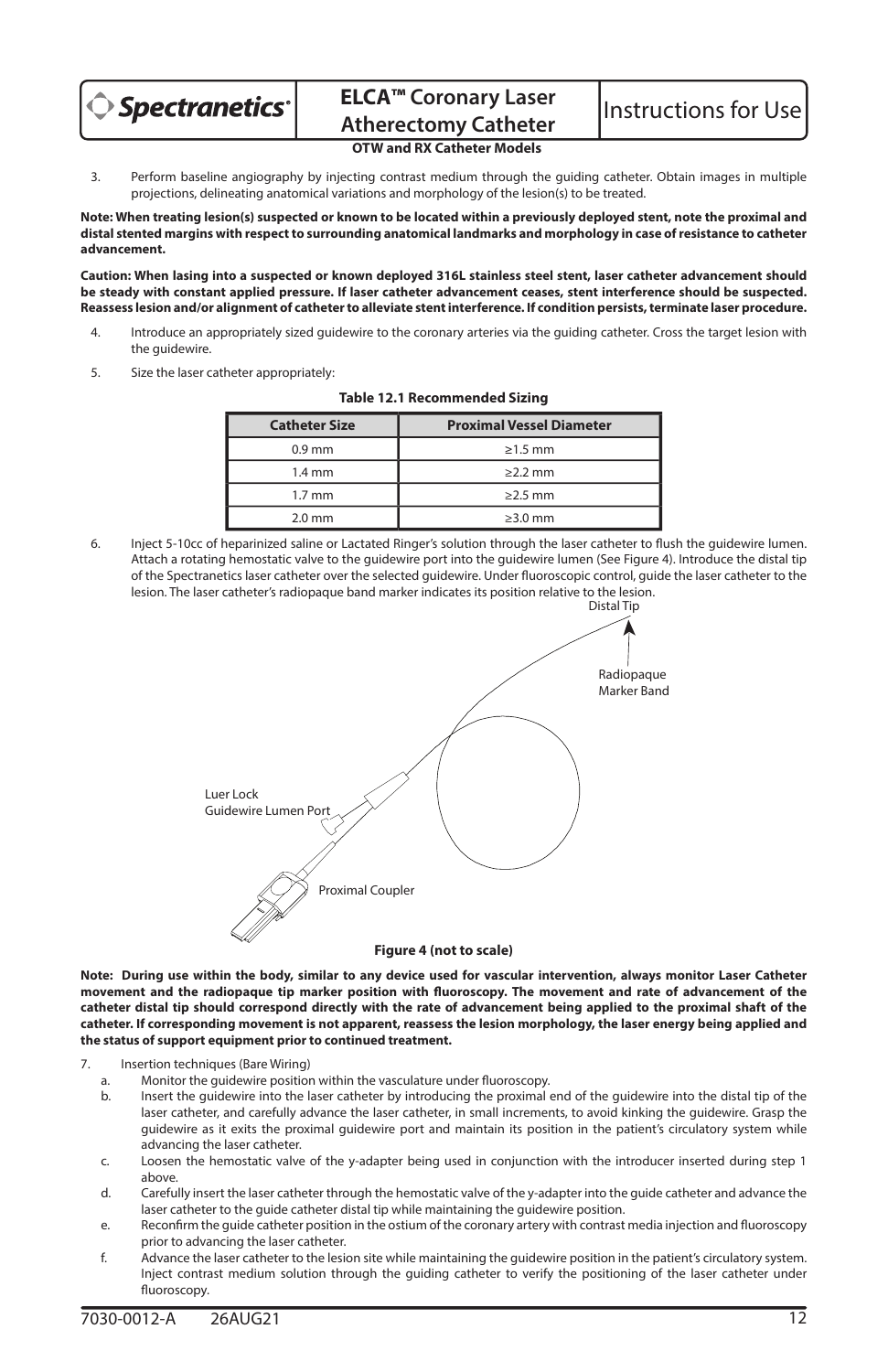3. Perform baseline angiography by injecting contrast medium through the guiding catheter. Obtain images in multiple projections, delineating anatomical variations and morphology of the lesion(s) to be treated.

**Note: When treating lesion(s) suspected or known to be located within a previously deployed stent, note the proximal and distal stented margins with respect to surrounding anatomical landmarks and morphology in case of resistance to catheter advancement.**

**Caution: When lasing into a suspected or known deployed 316L stainless steel stent, laser catheter advancement should be steady with constant applied pressure. If laser catheter advancement ceases, stent interference should be suspected. Reassess lesion and/or alignment of catheter to alleviate stent interference. If condition persists, terminate laser procedure.**

4. Introduce an appropriately sized guidewire to the coronary arteries via the guiding catheter. Cross the target lesion with the guidewire.
5. Size the laser catheter appropriately:

**Table 12.1 Recommended Sizing**

| Catheter Size | Proximal Vessel Diameter |
|---|---|
| 0.9 mm | ≥1.5 mm |
| 1.4 mm | ≥2.2 mm |
| 1.7 mm | ≥2.5 mm |
| 2.0 mm | ≥3.0 mm |

6. Inject 5-10cc of heparinized saline or Lactated Ringer's solution through the laser catheter to flush the guidewire lumen. Attach a rotating hemostatic valve to the guidewire port into the guidewire lumen (See Figure 4). Introduce the distal tip of the Spectranetics laser catheter over the selected guidewire. Under fluoroscopic control, guide the laser catheter to the lesion. The laser catheter's radiopaque band marker indicates its position relative to the lesion.

Distal Tip

Radiopaque Marker Band

Luer Lock Guidewire Lumen Port

Proximal Coupler

**Figure 4 (not to scale)**

**Note: During use within the body, similar to any device used for vascular intervention, always monitor Laser Catheter movement and the radiopaque tip marker position with fluoroscopy. The movement and rate of advancement of the catheter distal tip should correspond directly with the rate of advancement being applied to the proximal shaft of the catheter. If corresponding movement is not apparent, reassess the lesion morphology, the laser energy being applied and the status of support equipment prior to continued treatment.**

7. Insertion techniques (Bare Wiring)
   a. Monitor the guidewire position within the vasculature under fluoroscopy.
   b. Insert the guidewire into the laser catheter by introducing the proximal end of the guidewire into the distal tip of the laser catheter, and carefully advance the laser catheter, in small increments, to avoid kinking the guidewire. Grasp the guidewire as it exits the proximal guidewire port and maintain its position in the patient's circulatory system while advancing the laser catheter.
   c. Loosen the hemostatic valve of the y-adapter being used in conjunction with the introducer inserted during step 1 above.
   d. Carefully insert the laser catheter through the hemostatic valve of the y-adapter into the guide catheter and advance the laser catheter to the guide catheter distal tip while maintaining the guidewire position.
   e. Reconfirm the guide catheter position in the ostium of the coronary artery with contrast media injection and fluoroscopy prior to advancing the laser catheter.
   f. Advance the laser catheter to the lesion site while maintaining the guidewire position in the patient's circulatory system. Inject contrast medium solution through the guiding catheter to verify the positioning of the laser catheter under fluoroscopy.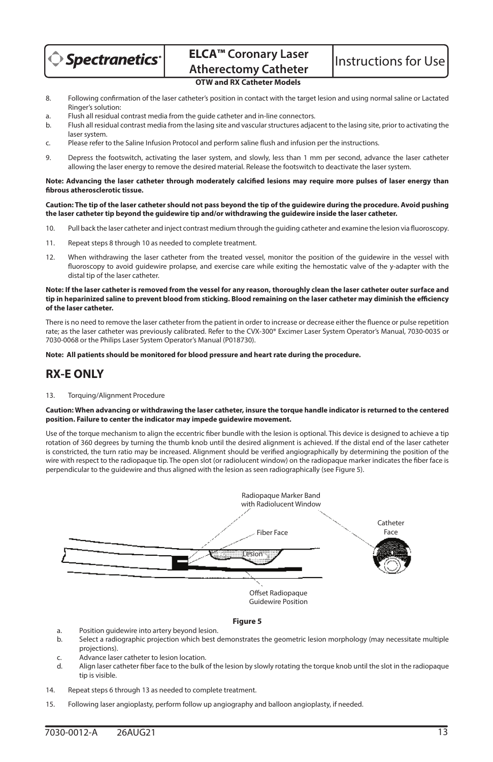8. Following confirmation of the laser catheter's position in contact with the target lesion and using normal saline or Lactated Ringer's solution:
   a. Flush all residual contrast media from the guide catheter and in-line connectors.
   b. Flush all residual contrast media from the lasing site and vascular structures adjacent to the lasing site, prior to activating the laser system.
   c. Please refer to the Saline Infusion Protocol and perform saline flush and infusion per the instructions.

9. Depress the footswitch, activating the laser system, and slowly, less than 1 mm per second, advance the laser catheter allowing the laser energy to remove the desired material. Release the footswitch to deactivate the laser system.

**Note: Advancing the laser catheter through moderately calcified lesions may require more pulses of laser energy than fibrous atherosclerotic tissue.**

**Caution: The tip of the laser catheter should not pass beyond the tip of the guidewire during the procedure. Avoid pushing the laser catheter tip beyond the guidewire tip and/or withdrawing the guidewire inside the laser catheter.**

10. Pull back the laser catheter and inject contrast medium through the guiding catheter and examine the lesion via fluoroscopy.

11. Repeat steps 8 through 10 as needed to complete treatment.

12. When withdrawing the laser catheter from the treated vessel, monitor the position of the guidewire in the vessel with fluoroscopy to avoid guidewire prolapse, and exercise care while exiting the hemostatic valve of the y-adapter with the distal tip of the laser catheter.

**Note: If the laser catheter is removed from the vessel for any reason, thoroughly clean the laser catheter outer surface and tip in heparinized saline to prevent blood from sticking. Blood remaining on the laser catheter may diminish the efficiency of the laser catheter.**

There is no need to remove the laser catheter from the patient in order to increase or decrease either the fluence or pulse repetition rate; as the laser catheter was previously calibrated. Refer to the CVX-300® Excimer Laser System Operator's Manual, 7030-0035 or 7030-0068 or the Philips Laser System Operator's Manual (P018730).

**Note: All patients should be monitored for blood pressure and heart rate during the procedure.**

## RX-E ONLY

13. Torquing/Alignment Procedure

**Caution: When advancing or withdrawing the laser catheter, insure the torque handle indicator is returned to the centered position. Failure to center the indicator may impede guidewire movement.**

Use of the torque mechanism to align the eccentric fiber bundle with the lesion is optional. This device is designed to achieve a tip rotation of 360 degrees by turning the thumb knob until the desired alignment is achieved. If the distal end of the laser catheter is constricted, the turn ratio may be increased. Alignment should be verified angiographically by determining the position of the wire with respect to the radiopaque tip. The open slot (or radiolucent window) on the radiopaque marker indicates the fiber face is perpendicular to the guidewire and thus aligned with the lesion as seen radiographically (see Figure 5).

Radiopaque Marker Band with Radiolucent Window

Fiber Face

Lesion

Catheter Face

Offset Radiopaque Guidewire Position

**Figure 5**

   a. Position guidewire into artery beyond lesion.
   b. Select a radiographic projection which best demonstrates the geometric lesion morphology (may necessitate multiple projections).
   c. Advance laser catheter to lesion location.
   d. Align laser catheter fiber face to the bulk of the lesion by slowly rotating the torque knob until the slot in the radiopaque tip is visible.

14. Repeat steps 6 through 13 as needed to complete treatment.

15. Following laser angioplasty, perform follow up angiography and balloon angioplasty, if needed.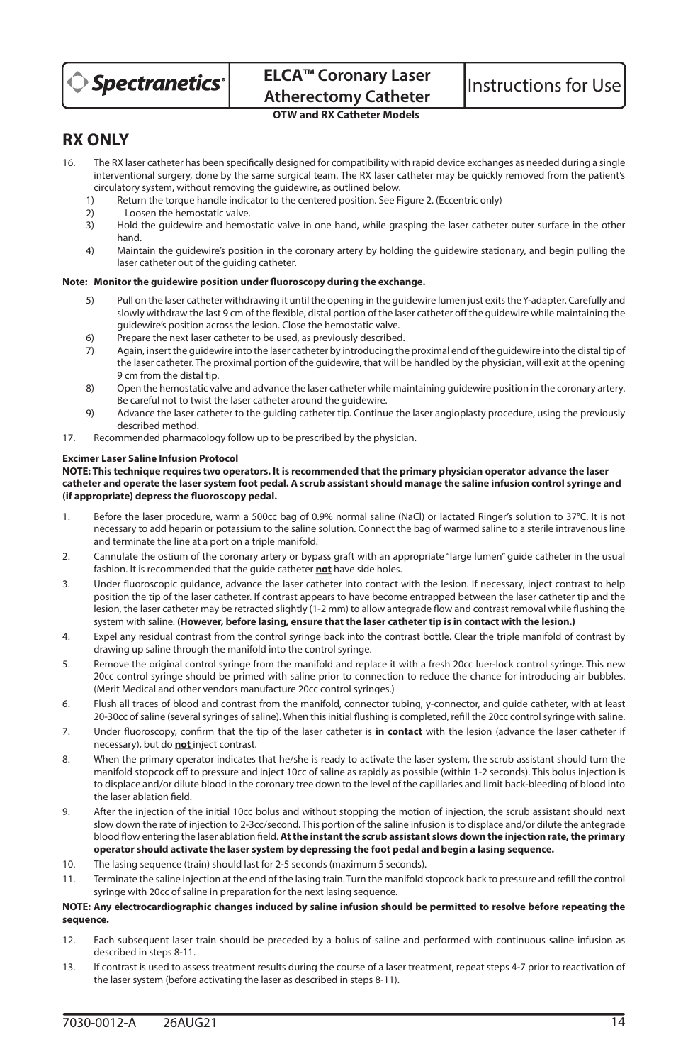## RX ONLY

16. The RX laser catheter has been specifically designed for compatibility with rapid device exchanges as needed during a single interventional surgery, done by the same surgical team. The RX laser catheter may be quickly removed from the patient's circulatory system, without removing the guidewire, as outlined below.
    1) Return the torque handle indicator to the centered position. See Figure 2. (Eccentric only)
    2) Loosen the hemostatic valve.
    3) Hold the guidewire and hemostatic valve in one hand, while grasping the laser catheter outer surface in the other hand.
    4) Maintain the guidewire's position in the coronary artery by holding the guidewire stationary, and begin pulling the laser catheter out of the guiding catheter.

**Note: Monitor the guidewire position under fluoroscopy during the exchange.**

    5) Pull on the laser catheter withdrawing it until the opening in the guidewire lumen just exits the Y-adapter. Carefully and slowly withdraw the last 9 cm of the flexible, distal portion of the laser catheter off the guidewire while maintaining the guidewire's position across the lesion. Close the hemostatic valve.
    6) Prepare the next laser catheter to be used, as previously described.
    7) Again, insert the guidewire into the laser catheter by introducing the proximal end of the guidewire into the distal tip of the laser catheter. The proximal portion of the guidewire, that will be handled by the physician, will exit at the opening 9 cm from the distal tip.
    8) Open the hemostatic valve and advance the laser catheter while maintaining guidewire position in the coronary artery. Be careful not to twist the laser catheter around the guidewire.
    9) Advance the laser catheter to the guiding catheter tip. Continue the laser angioplasty procedure, using the previously described method.
17. Recommended pharmacology follow up to be prescribed by the physician.

**Excimer Laser Saline Infusion Protocol**

**NOTE: This technique requires two operators. It is recommended that the primary physician operator advance the laser catheter and operate the laser system foot pedal. A scrub assistant should manage the saline infusion control syringe and (if appropriate) depress the fluoroscopy pedal.**

1. Before the laser procedure, warm a 500cc bag of 0.9% normal saline (NaCl) or lactated Ringer's solution to 37°C. It is not necessary to add heparin or potassium to the saline solution. Connect the bag of warmed saline to a sterile intravenous line and terminate the line at a port on a triple manifold.
2. Cannulate the ostium of the coronary artery or bypass graft with an appropriate "large lumen" guide catheter in the usual fashion. It is recommended that the guide catheter **not** have side holes.
3. Under fluoroscopic guidance, advance the laser catheter into contact with the lesion. If necessary, inject contrast to help position the tip of the laser catheter. If contrast appears to have become entrapped between the laser catheter tip and the lesion, the laser catheter may be retracted slightly (1-2 mm) to allow antegrade flow and contrast removal while flushing the system with saline. **(However, before lasing, ensure that the laser catheter tip is in contact with the lesion.)**
4. Expel any residual contrast from the control syringe back into the contrast bottle. Clear the triple manifold of contrast by drawing up saline through the manifold into the control syringe.
5. Remove the original control syringe from the manifold and replace it with a fresh 20cc luer-lock control syringe. This new 20cc control syringe should be primed with saline prior to connection to reduce the chance for introducing air bubbles. (Merit Medical and other vendors manufacture 20cc control syringes.)
6. Flush all traces of blood and contrast from the manifold, connector tubing, y-connector, and guide catheter, with at least 20-30cc of saline (several syringes of saline). When this initial flushing is completed, refill the 20cc control syringe with saline.
7. Under fluoroscopy, confirm that the tip of the laser catheter is **in contact** with the lesion (advance the laser catheter if necessary), but do **not** inject contrast.
8. When the primary operator indicates that he/she is ready to activate the laser system, the scrub assistant should turn the manifold stopcock off to pressure and inject 10cc of saline as rapidly as possible (within 1-2 seconds). This bolus injection is to displace and/or dilute blood in the coronary tree down to the level of the capillaries and limit back-bleeding of blood into the laser ablation field.
9. After the injection of the initial 10cc bolus and without stopping the motion of injection, the scrub assistant should next slow down the rate of injection to 2-3cc/second. This portion of the saline infusion is to displace and/or dilute the antegrade blood flow entering the laser ablation field. **At the instant the scrub assistant slows down the injection rate, the primary operator should activate the laser system by depressing the foot pedal and begin a lasing sequence.**
10. The lasing sequence (train) should last for 2-5 seconds (maximum 5 seconds).
11. Terminate the saline injection at the end of the lasing train. Turn the manifold stopcock back to pressure and refill the control syringe with 20cc of saline in preparation for the next lasing sequence.

**NOTE: Any electrocardiographic changes induced by saline infusion should be permitted to resolve before repeating the sequence.**

12. Each subsequent laser train should be preceded by a bolus of saline and performed with continuous saline infusion as described in steps 8-11.
13. If contrast is used to assess treatment results during the course of a laser treatment, repeat steps 4-7 prior to reactivation of the laser system (before activating the laser as described in steps 8-11).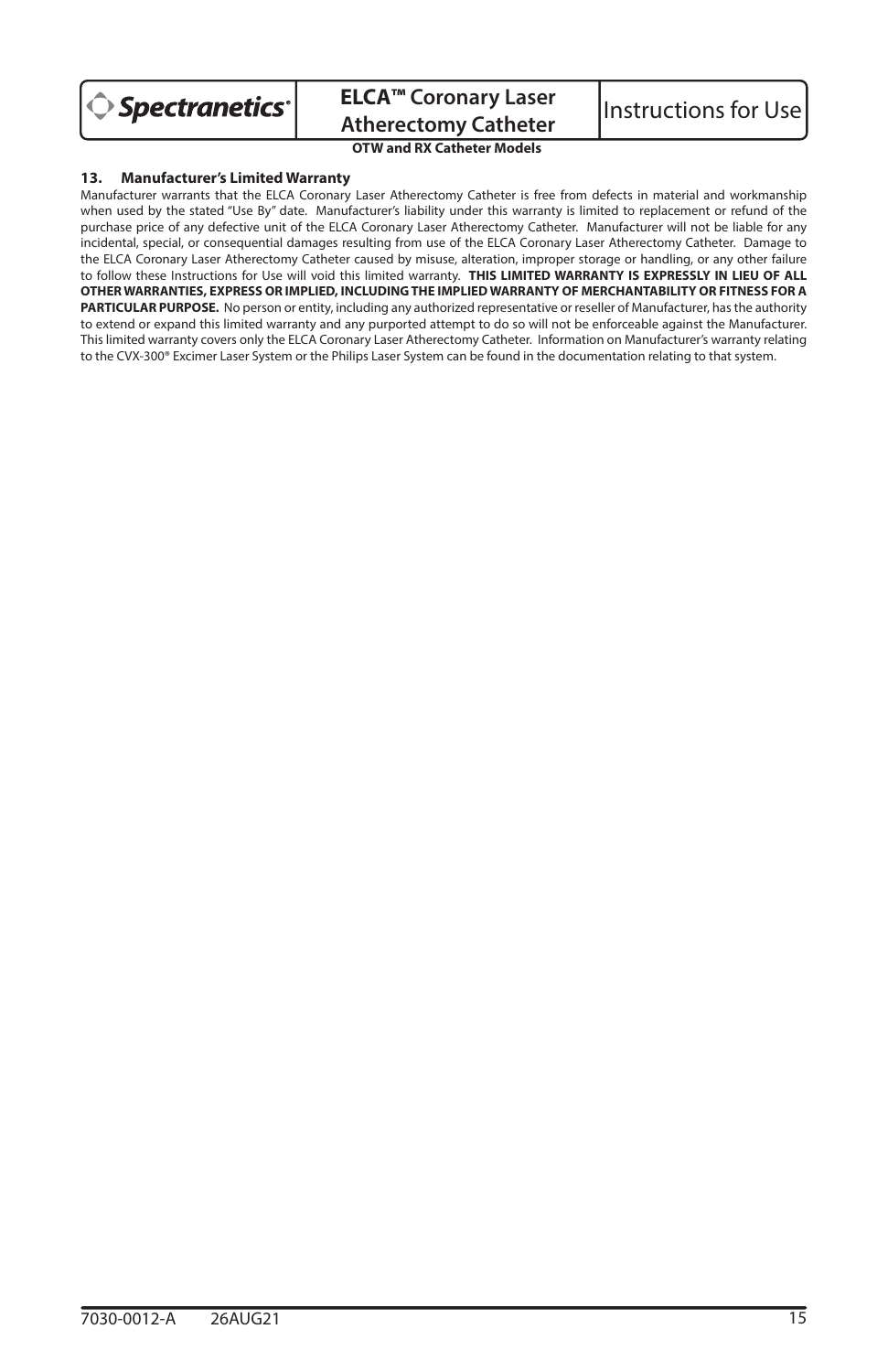## 13. Manufacturer's Limited Warranty

Manufacturer warrants that the ELCA Coronary Laser Atherectomy Catheter is free from defects in material and workmanship when used by the stated "Use By" date. Manufacturer's liability under this warranty is limited to replacement or refund of the purchase price of any defective unit of the ELCA Coronary Laser Atherectomy Catheter. Manufacturer will not be liable for any incidental, special, or consequential damages resulting from use of the ELCA Coronary Laser Atherectomy Catheter. Damage to the ELCA Coronary Laser Atherectomy Catheter caused by misuse, alteration, improper storage or handling, or any other failure to follow these Instructions for Use will void this limited warranty. **THIS LIMITED WARRANTY IS EXPRESSLY IN LIEU OF ALL OTHER WARRANTIES, EXPRESS OR IMPLIED, INCLUDING THE IMPLIED WARRANTY OF MERCHANTABILITY OR FITNESS FOR A PARTICULAR PURPOSE.** No person or entity, including any authorized representative or reseller of Manufacturer, has the authority to extend or expand this limited warranty and any purported attempt to do so will not be enforceable against the Manufacturer. This limited warranty covers only the ELCA Coronary Laser Atherectomy Catheter. Information on Manufacturer's warranty relating to the CVX-300® Excimer Laser System or the Philips Laser System can be found in the documentation relating to that system.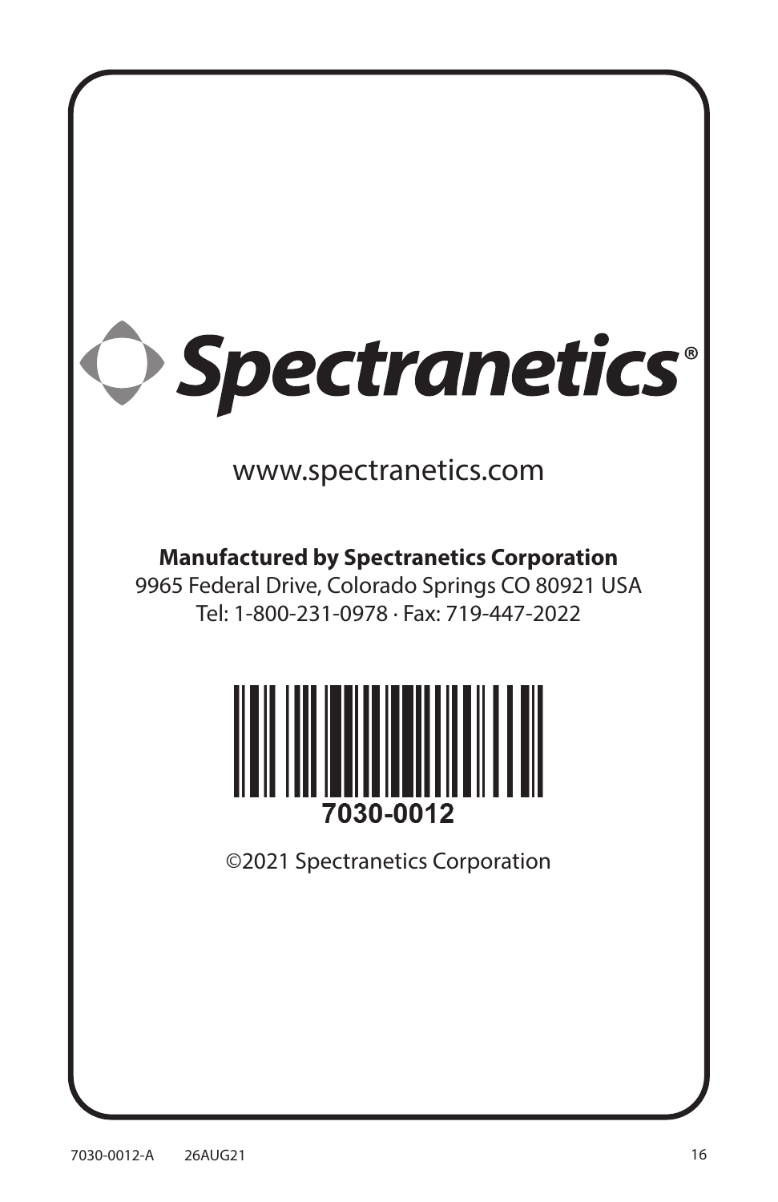Spectranetics®

www.spectranetics.com

**Manufactured by Spectranetics Corporation**
9965 Federal Drive, Colorado Springs CO 80921 USA
Tel: 1-800-231-0978 · Fax: 719-447-2022

7030-0012

©2021 Spectranetics Corporation

7030-0012-A 26AUG21